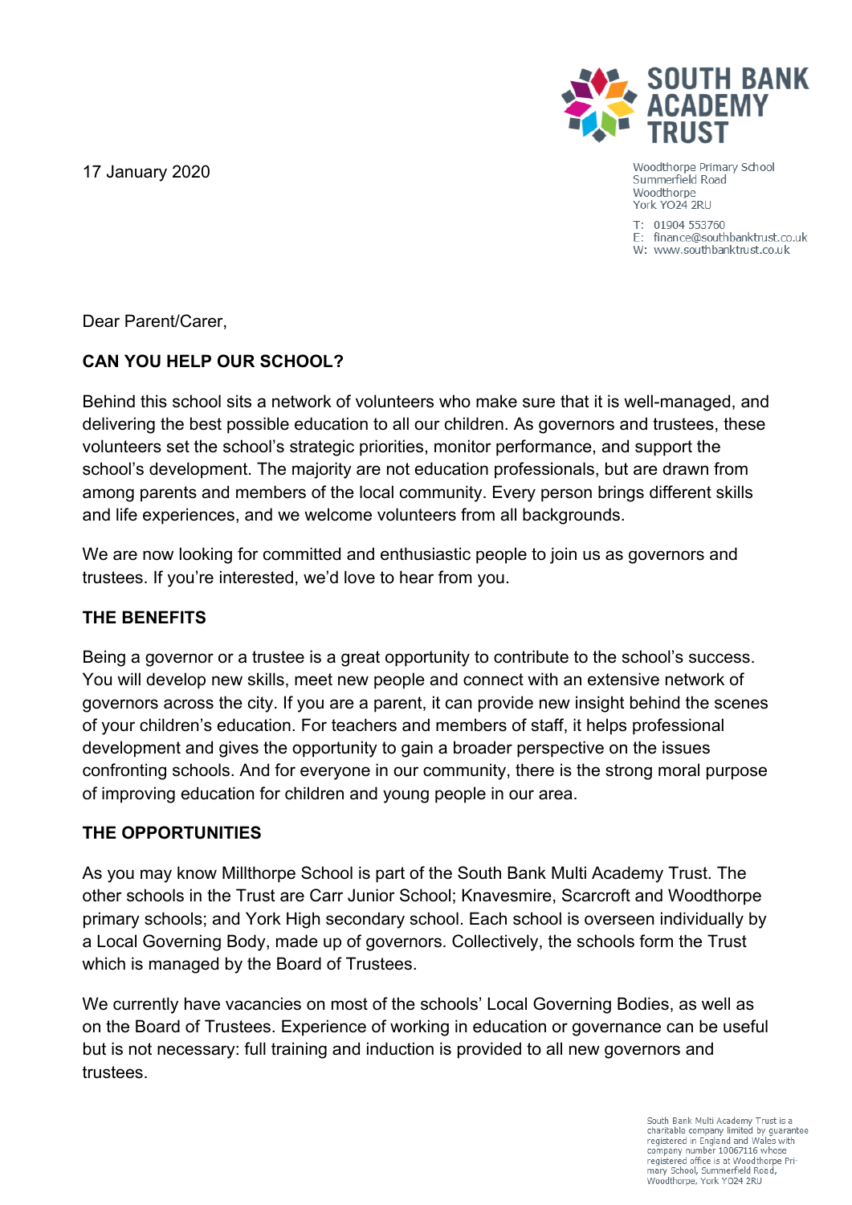SOUTH BANK ACADEMY TRUST

Woodthorpe Primary School
Summerfield Road
Woodthorpe
York YO24 2RU

T: 01904 553760
E: finance@southbanktrust.co.uk
W: www.southbanktrust.co.uk

17 January 2020

Dear Parent/Carer,

**CAN YOU HELP OUR SCHOOL?**

Behind this school sits a network of volunteers who make sure that it is well-managed, and delivering the best possible education to all our children. As governors and trustees, these volunteers set the school's strategic priorities, monitor performance, and support the school's development. The majority are not education professionals, but are drawn from among parents and members of the local community. Every person brings different skills and life experiences, and we welcome volunteers from all backgrounds.

We are now looking for committed and enthusiastic people to join us as governors and trustees. If you're interested, we'd love to hear from you.

**THE BENEFITS**

Being a governor or a trustee is a great opportunity to contribute to the school's success. You will develop new skills, meet new people and connect with an extensive network of governors across the city. If you are a parent, it can provide new insight behind the scenes of your children's education. For teachers and members of staff, it helps professional development and gives the opportunity to gain a broader perspective on the issues confronting schools. And for everyone in our community, there is the strong moral purpose of improving education for children and young people in our area.

**THE OPPORTUNITIES**

As you may know Millthorpe School is part of the South Bank Multi Academy Trust. The other schools in the Trust are Carr Junior School; Knavesmire, Scarcroft and Woodthorpe primary schools; and York High secondary school. Each school is overseen individually by a Local Governing Body, made up of governors. Collectively, the schools form the Trust which is managed by the Board of Trustees.

We currently have vacancies on most of the schools' Local Governing Bodies, as well as on the Board of Trustees. Experience of working in education or governance can be useful but is not necessary: full training and induction is provided to all new governors and trustees.

South Bank Multi Academy Trust is a charitable company limited by guarantee registered in England and Wales with company number 10067116 whose registered office is at Woodthorpe Primary School, Summerfield Road, Woodthorpe, York YO24 2RU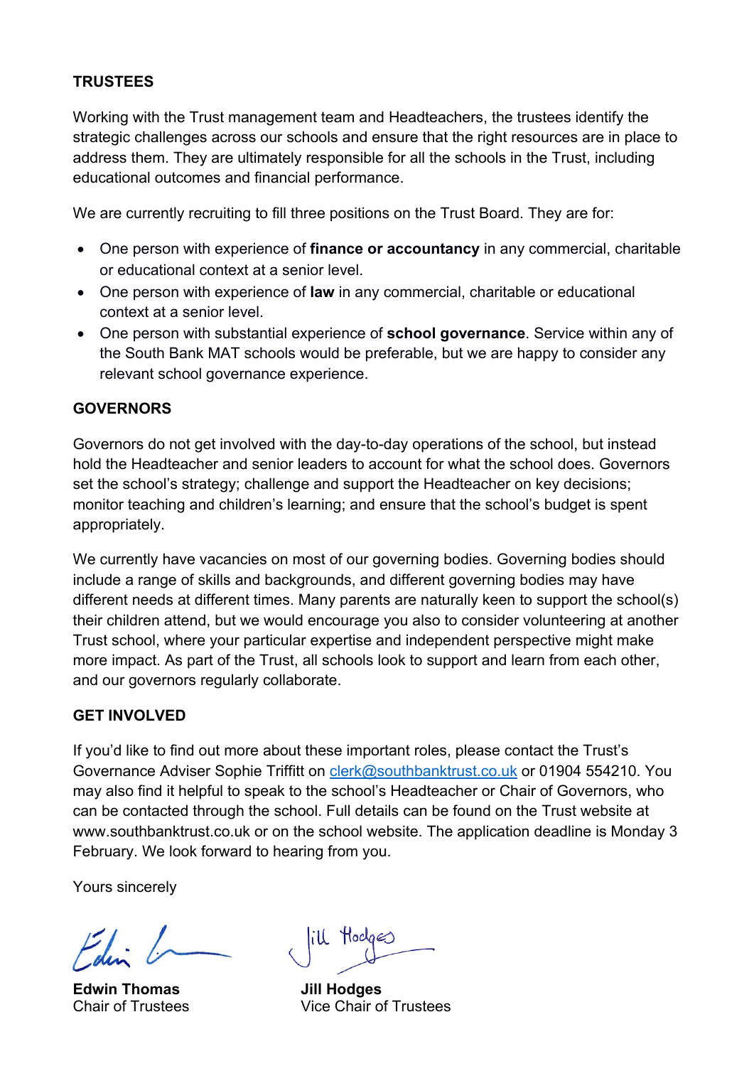**TRUSTEES**

Working with the Trust management team and Headteachers, the trustees identify the strategic challenges across our schools and ensure that the right resources are in place to address them. They are ultimately responsible for all the schools in the Trust, including educational outcomes and financial performance.

We are currently recruiting to fill three positions on the Trust Board. They are for:

- One person with experience of **finance or accountancy** in any commercial, charitable or educational context at a senior level.
- One person with experience of **law** in any commercial, charitable or educational context at a senior level.
- One person with substantial experience of **school governance**. Service within any of the South Bank MAT schools would be preferable, but we are happy to consider any relevant school governance experience.

**GOVERNORS**

Governors do not get involved with the day-to-day operations of the school, but instead hold the Headteacher and senior leaders to account for what the school does. Governors set the school's strategy; challenge and support the Headteacher on key decisions; monitor teaching and children's learning; and ensure that the school's budget is spent appropriately.

We currently have vacancies on most of our governing bodies. Governing bodies should include a range of skills and backgrounds, and different governing bodies may have different needs at different times. Many parents are naturally keen to support the school(s) their children attend, but we would encourage you also to consider volunteering at another Trust school, where your particular expertise and independent perspective might make more impact. As part of the Trust, all schools look to support and learn from each other, and our governors regularly collaborate.

**GET INVOLVED**

If you'd like to find out more about these important roles, please contact the Trust's Governance Adviser Sophie Triffitt on clerk@southbanktrust.co.uk or 01904 554210. You may also find it helpful to speak to the school's Headteacher or Chair of Governors, who can be contacted through the school. Full details can be found on the Trust website at www.southbanktrust.co.uk or on the school website. The application deadline is Monday 3 February. We look forward to hearing from you.

Yours sincerely

**Edwin Thomas**
Chair of Trustees

**Jill Hodges**
Vice Chair of Trustees